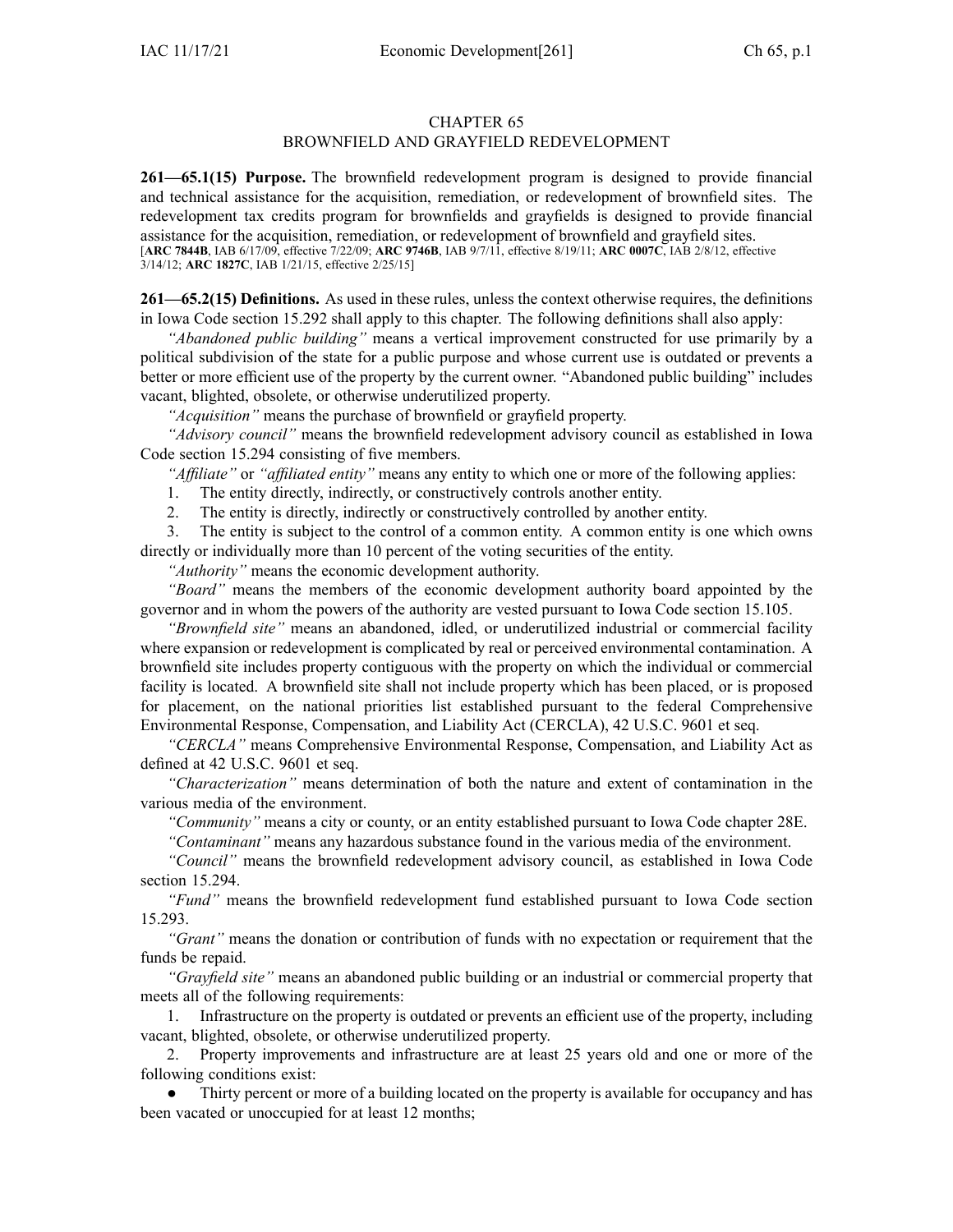# CHAPTER 65
## BROWNFIELD AND GRAYFIELD REDEVELOPMENT

**261—65.1(15) Purpose.** The brownfield redevelopment program is designed to provide financial and technical assistance for the acquisition, remediation, or redevelopment of brownfield sites. The redevelopment tax credits program for brownfields and grayfields is designed to provide financial assistance for the acquisition, remediation, or redevelopment of brownfield and grayfield sites.
[**ARC 7844B**, IAB 6/17/09, effective 7/22/09; **ARC 9746B**, IAB 9/7/11, effective 8/19/11; **ARC 0007C**, IAB 2/8/12, effective 3/14/12; **ARC 1827C**, IAB 1/21/15, effective 2/25/15]

**261—65.2(15) Definitions.** As used in these rules, unless the context otherwise requires, the definitions in Iowa Code section 15.292 shall apply to this chapter. The following definitions shall also apply:

*"Abandoned public building"* means a vertical improvement constructed for use primarily by a political subdivision of the state for a public purpose and whose current use is outdated or prevents a better or more efficient use of the property by the current owner. "Abandoned public building" includes vacant, blighted, obsolete, or otherwise underutilized property.

*"Acquisition"* means the purchase of brownfield or grayfield property.

*"Advisory council"* means the brownfield redevelopment advisory council as established in Iowa Code section 15.294 consisting of five members.

*"Affiliate"* or *"affiliated entity"* means any entity to which one or more of the following applies:

1. The entity directly, indirectly, or constructively controls another entity.
2. The entity is directly, indirectly or constructively controlled by another entity.
3. The entity is subject to the control of a common entity. A common entity is one which owns directly or individually more than 10 percent of the voting securities of the entity.

*"Authority"* means the economic development authority.

*"Board"* means the members of the economic development authority board appointed by the governor and in whom the powers of the authority are vested pursuant to Iowa Code section 15.105.

*"Brownfield site"* means an abandoned, idled, or underutilized industrial or commercial facility where expansion or redevelopment is complicated by real or perceived environmental contamination. A brownfield site includes property contiguous with the property on which the individual or commercial facility is located. A brownfield site shall not include property which has been placed, or is proposed for placement, on the national priorities list established pursuant to the federal Comprehensive Environmental Response, Compensation, and Liability Act (CERCLA), 42 U.S.C. 9601 et seq.

*"CERCLA"* means Comprehensive Environmental Response, Compensation, and Liability Act as defined at 42 U.S.C. 9601 et seq.

*"Characterization"* means determination of both the nature and extent of contamination in the various media of the environment.

*"Community"* means a city or county, or an entity established pursuant to Iowa Code chapter 28E.

*"Contaminant"* means any hazardous substance found in the various media of the environment.

*"Council"* means the brownfield redevelopment advisory council, as established in Iowa Code section 15.294.

*"Fund"* means the brownfield redevelopment fund established pursuant to Iowa Code section 15.293.

*"Grant"* means the donation or contribution of funds with no expectation or requirement that the funds be repaid.

*"Grayfield site"* means an abandoned public building or an industrial or commercial property that meets all of the following requirements:

1. Infrastructure on the property is outdated or prevents an efficient use of the property, including vacant, blighted, obsolete, or otherwise underutilized property.
2. Property improvements and infrastructure are at least 25 years old and one or more of the following conditions exist:

- Thirty percent or more of a building located on the property is available for occupancy and has been vacated or unoccupied for at least 12 months;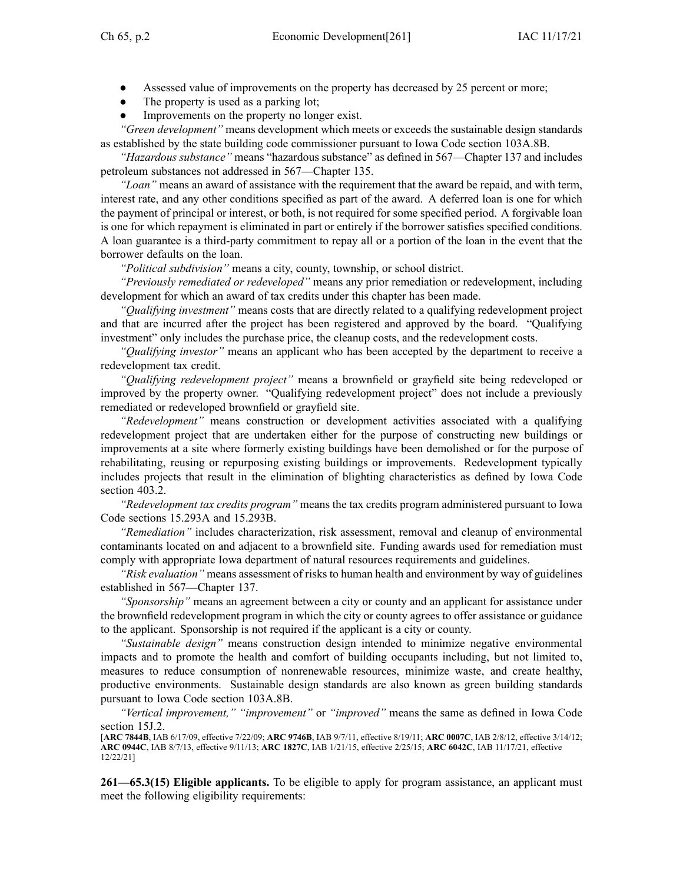- Assessed value of improvements on the property has decreased by 25 percent or more;
- The property is used as a parking lot;
- Improvements on the property no longer exist.

*"Green development"* means development which meets or exceeds the sustainable design standards as established by the state building code commissioner pursuant to Iowa Code section 103A.8B.

*"Hazardous substance"* means "hazardous substance" as defined in 567—Chapter 137 and includes petroleum substances not addressed in 567—Chapter 135.

*"Loan"* means an award of assistance with the requirement that the award be repaid, and with term, interest rate, and any other conditions specified as part of the award. A deferred loan is one for which the payment of principal or interest, or both, is not required for some specified period. A forgivable loan is one for which repayment is eliminated in part or entirely if the borrower satisfies specified conditions. A loan guarantee is a third-party commitment to repay all or a portion of the loan in the event that the borrower defaults on the loan.

*"Political subdivision"* means a city, county, township, or school district.

*"Previously remediated or redeveloped"* means any prior remediation or redevelopment, including development for which an award of tax credits under this chapter has been made.

*"Qualifying investment"* means costs that are directly related to a qualifying redevelopment project and that are incurred after the project has been registered and approved by the board. "Qualifying investment" only includes the purchase price, the cleanup costs, and the redevelopment costs.

*"Qualifying investor"* means an applicant who has been accepted by the department to receive a redevelopment tax credit.

*"Qualifying redevelopment project"* means a brownfield or grayfield site being redeveloped or improved by the property owner. "Qualifying redevelopment project" does not include a previously remediated or redeveloped brownfield or grayfield site.

*"Redevelopment"* means construction or development activities associated with a qualifying redevelopment project that are undertaken either for the purpose of constructing new buildings or improvements at a site where formerly existing buildings have been demolished or for the purpose of rehabilitating, reusing or repurposing existing buildings or improvements. Redevelopment typically includes projects that result in the elimination of blighting characteristics as defined by Iowa Code section 403.2.

*"Redevelopment tax credits program"* means the tax credits program administered pursuant to Iowa Code sections 15.293A and 15.293B.

*"Remediation"* includes characterization, risk assessment, removal and cleanup of environmental contaminants located on and adjacent to a brownfield site. Funding awards used for remediation must comply with appropriate Iowa department of natural resources requirements and guidelines.

*"Risk evaluation"* means assessment of risks to human health and environment by way of guidelines established in 567—Chapter 137.

*"Sponsorship"* means an agreement between a city or county and an applicant for assistance under the brownfield redevelopment program in which the city or county agrees to offer assistance or guidance to the applicant. Sponsorship is not required if the applicant is a city or county.

*"Sustainable design"* means construction design intended to minimize negative environmental impacts and to promote the health and comfort of building occupants including, but not limited to, measures to reduce consumption of nonrenewable resources, minimize waste, and create healthy, productive environments. Sustainable design standards are also known as green building standards pursuant to Iowa Code section 103A.8B.

*"Vertical improvement," "improvement"* or *"improved"* means the same as defined in Iowa Code section 15J.2.

[**ARC 7844B**, IAB 6/17/09, effective 7/22/09; **ARC 9746B**, IAB 9/7/11, effective 8/19/11; **ARC 0007C**, IAB 2/8/12, effective 3/14/12; **ARC 0944C**, IAB 8/7/13, effective 9/11/13; **ARC 1827C**, IAB 1/21/15, effective 2/25/15; **ARC 6042C**, IAB 11/17/21, effective 12/22/21]

**261—65.3(15) Eligible applicants.** To be eligible to apply for program assistance, an applicant must meet the following eligibility requirements: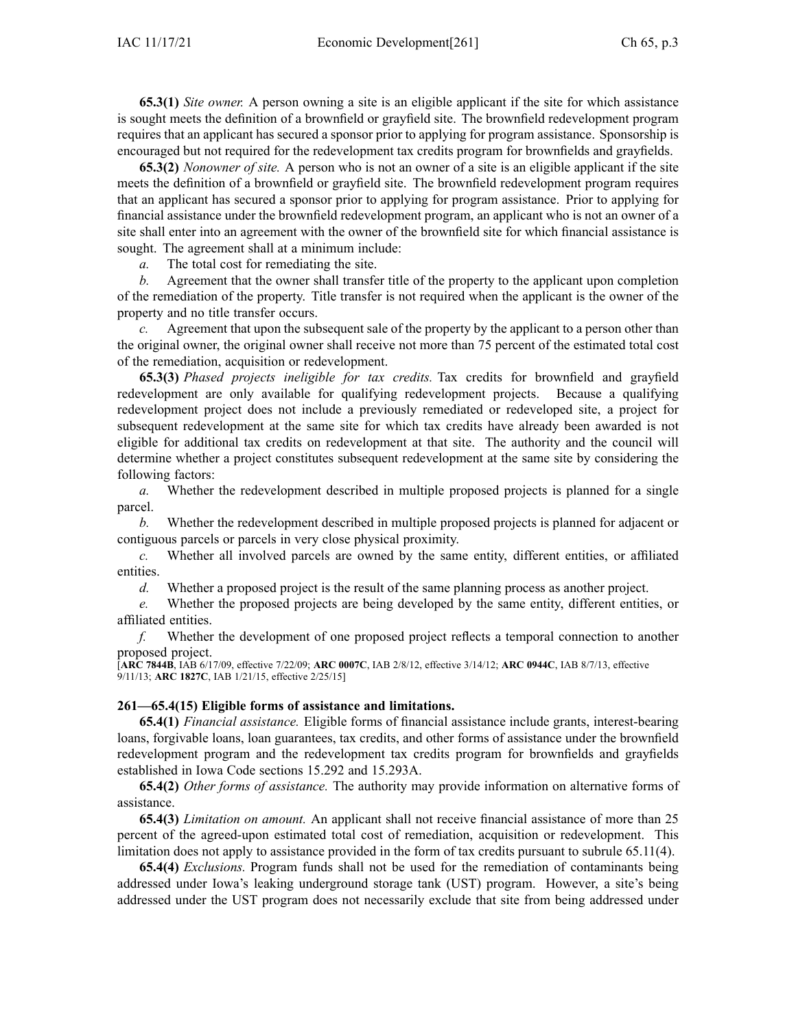**65.3(1)** *Site owner.* A person owning a site is an eligible applicant if the site for which assistance is sought meets the definition of a brownfield or grayfield site. The brownfield redevelopment program requires that an applicant has secured a sponsor prior to applying for program assistance. Sponsorship is encouraged but not required for the redevelopment tax credits program for brownfields and grayfields.

**65.3(2)** *Nonowner of site.* A person who is not an owner of a site is an eligible applicant if the site meets the definition of a brownfield or grayfield site. The brownfield redevelopment program requires that an applicant has secured a sponsor prior to applying for program assistance. Prior to applying for financial assistance under the brownfield redevelopment program, an applicant who is not an owner of a site shall enter into an agreement with the owner of the brownfield site for which financial assistance is sought. The agreement shall at a minimum include:

*a.* The total cost for remediating the site.

*b.* Agreement that the owner shall transfer title of the property to the applicant upon completion of the remediation of the property. Title transfer is not required when the applicant is the owner of the property and no title transfer occurs.

*c.* Agreement that upon the subsequent sale of the property by the applicant to a person other than the original owner, the original owner shall receive not more than 75 percent of the estimated total cost of the remediation, acquisition or redevelopment.

**65.3(3)** *Phased projects ineligible for tax credits.* Tax credits for brownfield and grayfield redevelopment are only available for qualifying redevelopment projects. Because a qualifying redevelopment project does not include a previously remediated or redeveloped site, a project for subsequent redevelopment at the same site for which tax credits have already been awarded is not eligible for additional tax credits on redevelopment at that site. The authority and the council will determine whether a project constitutes subsequent redevelopment at the same site by considering the following factors:

*a.* Whether the redevelopment described in multiple proposed projects is planned for a single parcel.

*b.* Whether the redevelopment described in multiple proposed projects is planned for adjacent or contiguous parcels or parcels in very close physical proximity.

*c.* Whether all involved parcels are owned by the same entity, different entities, or affiliated entities.

*d.* Whether a proposed project is the result of the same planning process as another project.

*e.* Whether the proposed projects are being developed by the same entity, different entities, or affiliated entities.

*f.* Whether the development of one proposed project reflects a temporal connection to another proposed project.

[**ARC 7844B**, IAB 6/17/09, effective 7/22/09; **ARC 0007C**, IAB 2/8/12, effective 3/14/12; **ARC 0944C**, IAB 8/7/13, effective 9/11/13; **ARC 1827C**, IAB 1/21/15, effective 2/25/15]

**261—65.4(15) Eligible forms of assistance and limitations.**

**65.4(1)** *Financial assistance.* Eligible forms of financial assistance include grants, interest-bearing loans, forgivable loans, loan guarantees, tax credits, and other forms of assistance under the brownfield redevelopment program and the redevelopment tax credits program for brownfields and grayfields established in Iowa Code sections 15.292 and 15.293A.

**65.4(2)** *Other forms of assistance.* The authority may provide information on alternative forms of assistance.

**65.4(3)** *Limitation on amount.* An applicant shall not receive financial assistance of more than 25 percent of the agreed-upon estimated total cost of remediation, acquisition or redevelopment. This limitation does not apply to assistance provided in the form of tax credits pursuant to subrule 65.11(4).

**65.4(4)** *Exclusions.* Program funds shall not be used for the remediation of contaminants being addressed under Iowa's leaking underground storage tank (UST) program. However, a site's being addressed under the UST program does not necessarily exclude that site from being addressed under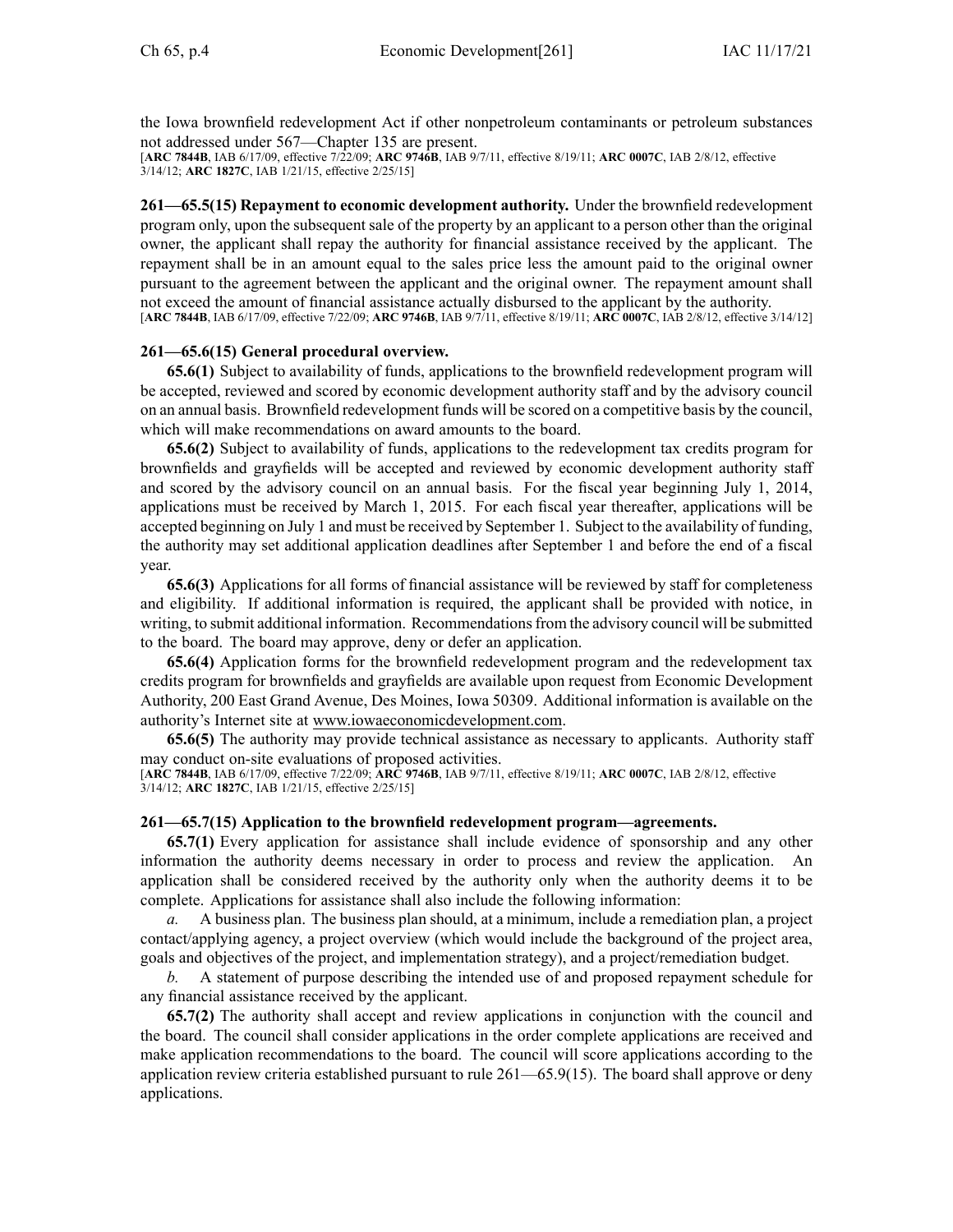the Iowa brownfield redevelopment Act if other nonpetroleum contaminants or petroleum substances not addressed under 567—Chapter 135 are present.

[**ARC 7844B**, IAB 6/17/09, effective 7/22/09; **ARC 9746B**, IAB 9/7/11, effective 8/19/11; **ARC 0007C**, IAB 2/8/12, effective 3/14/12; **ARC 1827C**, IAB 1/21/15, effective 2/25/15]

**261—65.5(15) Repayment to economic development authority.** Under the brownfield redevelopment program only, upon the subsequent sale of the property by an applicant to a person other than the original owner, the applicant shall repay the authority for financial assistance received by the applicant. The repayment shall be in an amount equal to the sales price less the amount paid to the original owner pursuant to the agreement between the applicant and the original owner. The repayment amount shall not exceed the amount of financial assistance actually disbursed to the applicant by the authority.

[**ARC 7844B**, IAB 6/17/09, effective 7/22/09; **ARC 9746B**, IAB 9/7/11, effective 8/19/11; **ARC 0007C**, IAB 2/8/12, effective 3/14/12]

**261—65.6(15) General procedural overview.**

**65.6(1)** Subject to availability of funds, applications to the brownfield redevelopment program will be accepted, reviewed and scored by economic development authority staff and by the advisory council on an annual basis. Brownfield redevelopment funds will be scored on a competitive basis by the council, which will make recommendations on award amounts to the board.

**65.6(2)** Subject to availability of funds, applications to the redevelopment tax credits program for brownfields and grayfields will be accepted and reviewed by economic development authority staff and scored by the advisory council on an annual basis. For the fiscal year beginning July 1, 2014, applications must be received by March 1, 2015. For each fiscal year thereafter, applications will be accepted beginning on July 1 and must be received by September 1. Subject to the availability of funding, the authority may set additional application deadlines after September 1 and before the end of a fiscal year.

**65.6(3)** Applications for all forms of financial assistance will be reviewed by staff for completeness and eligibility. If additional information is required, the applicant shall be provided with notice, in writing, to submit additional information. Recommendations from the advisory council will be submitted to the board. The board may approve, deny or defer an application.

**65.6(4)** Application forms for the brownfield redevelopment program and the redevelopment tax credits program for brownfields and grayfields are available upon request from Economic Development Authority, 200 East Grand Avenue, Des Moines, Iowa 50309. Additional information is available on the authority's Internet site at www.iowaeconomicdevelopment.com.

**65.6(5)** The authority may provide technical assistance as necessary to applicants. Authority staff may conduct on-site evaluations of proposed activities.

[**ARC 7844B**, IAB 6/17/09, effective 7/22/09; **ARC 9746B**, IAB 9/7/11, effective 8/19/11; **ARC 0007C**, IAB 2/8/12, effective 3/14/12; **ARC 1827C**, IAB 1/21/15, effective 2/25/15]

**261—65.7(15) Application to the brownfield redevelopment program—agreements.**

**65.7(1)** Every application for assistance shall include evidence of sponsorship and any other information the authority deems necessary in order to process and review the application. An application shall be considered received by the authority only when the authority deems it to be complete. Applications for assistance shall also include the following information:

*a.* A business plan. The business plan should, at a minimum, include a remediation plan, a project contact/applying agency, a project overview (which would include the background of the project area, goals and objectives of the project, and implementation strategy), and a project/remediation budget.

*b.* A statement of purpose describing the intended use of and proposed repayment schedule for any financial assistance received by the applicant.

**65.7(2)** The authority shall accept and review applications in conjunction with the council and the board. The council shall consider applications in the order complete applications are received and make application recommendations to the board. The council will score applications according to the application review criteria established pursuant to rule 261—65.9(15). The board shall approve or deny applications.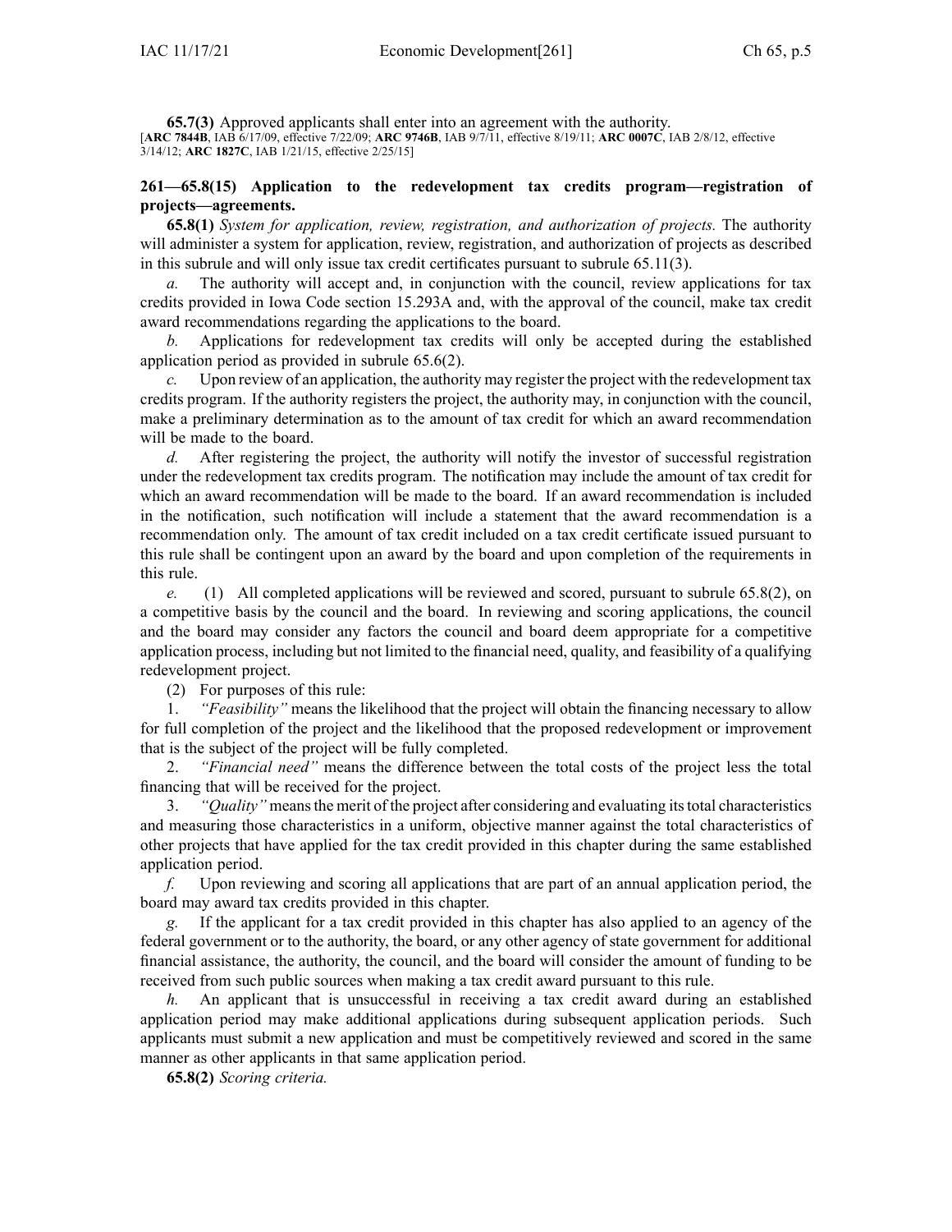**65.7(3)** Approved applicants shall enter into an agreement with the authority.

[**ARC 7844B**, IAB 6/17/09, effective 7/22/09; **ARC 9746B**, IAB 9/7/11, effective 8/19/11; **ARC 0007C**, IAB 2/8/12, effective 3/14/12; **ARC 1827C**, IAB 1/21/15, effective 2/25/15]

### 261—65.8(15) Application to the redevelopment tax credits program—registration of projects—agreements.

**65.8(1)** *System for application, review, registration, and authorization of projects.* The authority will administer a system for application, review, registration, and authorization of projects as described in this subrule and will only issue tax credit certificates pursuant to subrule 65.11(3).

*a.* The authority will accept and, in conjunction with the council, review applications for tax credits provided in Iowa Code section 15.293A and, with the approval of the council, make tax credit award recommendations regarding the applications to the board.

*b.* Applications for redevelopment tax credits will only be accepted during the established application period as provided in subrule 65.6(2).

*c.* Upon review of an application, the authority may register the project with the redevelopment tax credits program. If the authority registers the project, the authority may, in conjunction with the council, make a preliminary determination as to the amount of tax credit for which an award recommendation will be made to the board.

*d.* After registering the project, the authority will notify the investor of successful registration under the redevelopment tax credits program. The notification may include the amount of tax credit for which an award recommendation will be made to the board. If an award recommendation is included in the notification, such notification will include a statement that the award recommendation is a recommendation only. The amount of tax credit included on a tax credit certificate issued pursuant to this rule shall be contingent upon an award by the board and upon completion of the requirements in this rule.

*e.* (1) All completed applications will be reviewed and scored, pursuant to subrule 65.8(2), on a competitive basis by the council and the board. In reviewing and scoring applications, the council and the board may consider any factors the council and board deem appropriate for a competitive application process, including but not limited to the financial need, quality, and feasibility of a qualifying redevelopment project.

(2) For purposes of this rule:

1. *"Feasibility"* means the likelihood that the project will obtain the financing necessary to allow for full completion of the project and the likelihood that the proposed redevelopment or improvement that is the subject of the project will be fully completed.

2. *"Financial need"* means the difference between the total costs of the project less the total financing that will be received for the project.

3. *"Quality"* means the merit of the project after considering and evaluating its total characteristics and measuring those characteristics in a uniform, objective manner against the total characteristics of other projects that have applied for the tax credit provided in this chapter during the same established application period.

*f.* Upon reviewing and scoring all applications that are part of an annual application period, the board may award tax credits provided in this chapter.

*g.* If the applicant for a tax credit provided in this chapter has also applied to an agency of the federal government or to the authority, the board, or any other agency of state government for additional financial assistance, the authority, the council, and the board will consider the amount of funding to be received from such public sources when making a tax credit award pursuant to this rule.

*h.* An applicant that is unsuccessful in receiving a tax credit award during an established application period may make additional applications during subsequent application periods. Such applicants must submit a new application and must be competitively reviewed and scored in the same manner as other applicants in that same application period.

**65.8(2)** *Scoring criteria.*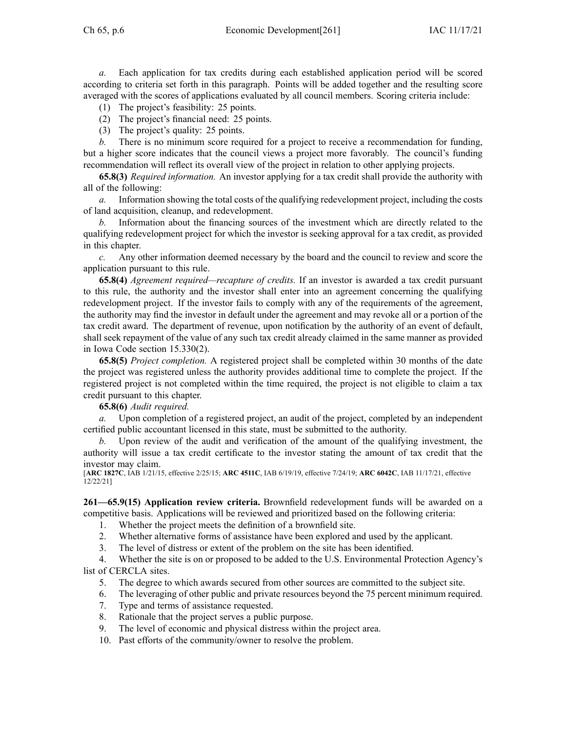*a.* Each application for tax credits during each established application period will be scored according to criteria set forth in this paragraph. Points will be added together and the resulting score averaged with the scores of applications evaluated by all council members. Scoring criteria include:

(1) The project's feasibility: 25 points.

(2) The project's financial need: 25 points.

(3) The project's quality: 25 points.

*b.* There is no minimum score required for a project to receive a recommendation for funding, but a higher score indicates that the council views a project more favorably. The council's funding recommendation will reflect its overall view of the project in relation to other applying projects.

**65.8(3)** *Required information.* An investor applying for a tax credit shall provide the authority with all of the following:

*a.* Information showing the total costs of the qualifying redevelopment project, including the costs of land acquisition, cleanup, and redevelopment.

*b.* Information about the financing sources of the investment which are directly related to the qualifying redevelopment project for which the investor is seeking approval for a tax credit, as provided in this chapter.

*c.* Any other information deemed necessary by the board and the council to review and score the application pursuant to this rule.

**65.8(4)** *Agreement required—recapture of credits.* If an investor is awarded a tax credit pursuant to this rule, the authority and the investor shall enter into an agreement concerning the qualifying redevelopment project. If the investor fails to comply with any of the requirements of the agreement, the authority may find the investor in default under the agreement and may revoke all or a portion of the tax credit award. The department of revenue, upon notification by the authority of an event of default, shall seek repayment of the value of any such tax credit already claimed in the same manner as provided in Iowa Code section 15.330(2).

**65.8(5)** *Project completion.* A registered project shall be completed within 30 months of the date the project was registered unless the authority provides additional time to complete the project. If the registered project is not completed within the time required, the project is not eligible to claim a tax credit pursuant to this chapter.

**65.8(6)** *Audit required.*

*a.* Upon completion of a registered project, an audit of the project, completed by an independent certified public accountant licensed in this state, must be submitted to the authority.

*b.* Upon review of the audit and verification of the amount of the qualifying investment, the authority will issue a tax credit certificate to the investor stating the amount of tax credit that the investor may claim.

[**ARC 1827C**, IAB 1/21/15, effective 2/25/15; **ARC 4511C**, IAB 6/19/19, effective 7/24/19; **ARC 6042C**, IAB 11/17/21, effective 12/22/21]

**261—65.9(15) Application review criteria.** Brownfield redevelopment funds will be awarded on a competitive basis. Applications will be reviewed and prioritized based on the following criteria:

1. Whether the project meets the definition of a brownfield site.
2. Whether alternative forms of assistance have been explored and used by the applicant.
3. The level of distress or extent of the problem on the site has been identified.
4. Whether the site is on or proposed to be added to the U.S. Environmental Protection Agency's list of CERCLA sites.
5. The degree to which awards secured from other sources are committed to the subject site.
6. The leveraging of other public and private resources beyond the 75 percent minimum required.
7. Type and terms of assistance requested.
8. Rationale that the project serves a public purpose.
9. The level of economic and physical distress within the project area.
10. Past efforts of the community/owner to resolve the problem.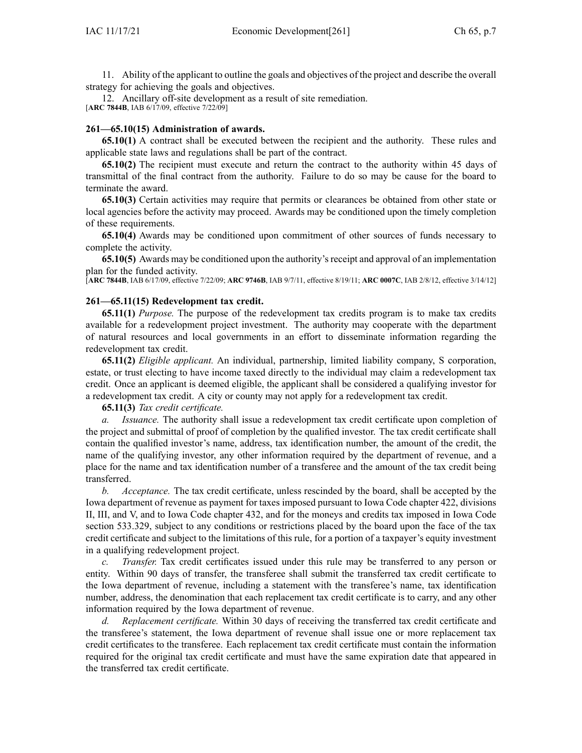11. Ability of the applicant to outline the goals and objectives of the project and describe the overall strategy for achieving the goals and objectives.

12. Ancillary off-site development as a result of site remediation.

[**ARC 7844B**, IAB 6/17/09, effective 7/22/09]

**261—65.10(15) Administration of awards.**

**65.10(1)** A contract shall be executed between the recipient and the authority. These rules and applicable state laws and regulations shall be part of the contract.

**65.10(2)** The recipient must execute and return the contract to the authority within 45 days of transmittal of the final contract from the authority. Failure to do so may be cause for the board to terminate the award.

**65.10(3)** Certain activities may require that permits or clearances be obtained from other state or local agencies before the activity may proceed. Awards may be conditioned upon the timely completion of these requirements.

**65.10(4)** Awards may be conditioned upon commitment of other sources of funds necessary to complete the activity.

**65.10(5)** Awards may be conditioned upon the authority's receipt and approval of an implementation plan for the funded activity.

[**ARC 7844B**, IAB 6/17/09, effective 7/22/09; **ARC 9746B**, IAB 9/7/11, effective 8/19/11; **ARC 0007C**, IAB 2/8/12, effective 3/14/12]

**261—65.11(15) Redevelopment tax credit.**

**65.11(1)** *Purpose.* The purpose of the redevelopment tax credits program is to make tax credits available for a redevelopment project investment. The authority may cooperate with the department of natural resources and local governments in an effort to disseminate information regarding the redevelopment tax credit.

**65.11(2)** *Eligible applicant.* An individual, partnership, limited liability company, S corporation, estate, or trust electing to have income taxed directly to the individual may claim a redevelopment tax credit. Once an applicant is deemed eligible, the applicant shall be considered a qualifying investor for a redevelopment tax credit. A city or county may not apply for a redevelopment tax credit.

**65.11(3)** *Tax credit certificate.*

*a. Issuance.* The authority shall issue a redevelopment tax credit certificate upon completion of the project and submittal of proof of completion by the qualified investor. The tax credit certificate shall contain the qualified investor's name, address, tax identification number, the amount of the credit, the name of the qualifying investor, any other information required by the department of revenue, and a place for the name and tax identification number of a transferee and the amount of the tax credit being transferred.

*b. Acceptance.* The tax credit certificate, unless rescinded by the board, shall be accepted by the Iowa department of revenue as payment for taxes imposed pursuant to Iowa Code chapter 422, divisions II, III, and V, and to Iowa Code chapter 432, and for the moneys and credits tax imposed in Iowa Code section 533.329, subject to any conditions or restrictions placed by the board upon the face of the tax credit certificate and subject to the limitations of this rule, for a portion of a taxpayer's equity investment in a qualifying redevelopment project.

*c. Transfer.* Tax credit certificates issued under this rule may be transferred to any person or entity. Within 90 days of transfer, the transferee shall submit the transferred tax credit certificate to the Iowa department of revenue, including a statement with the transferee's name, tax identification number, address, the denomination that each replacement tax credit certificate is to carry, and any other information required by the Iowa department of revenue.

*d. Replacement certificate.* Within 30 days of receiving the transferred tax credit certificate and the transferee's statement, the Iowa department of revenue shall issue one or more replacement tax credit certificates to the transferee. Each replacement tax credit certificate must contain the information required for the original tax credit certificate and must have the same expiration date that appeared in the transferred tax credit certificate.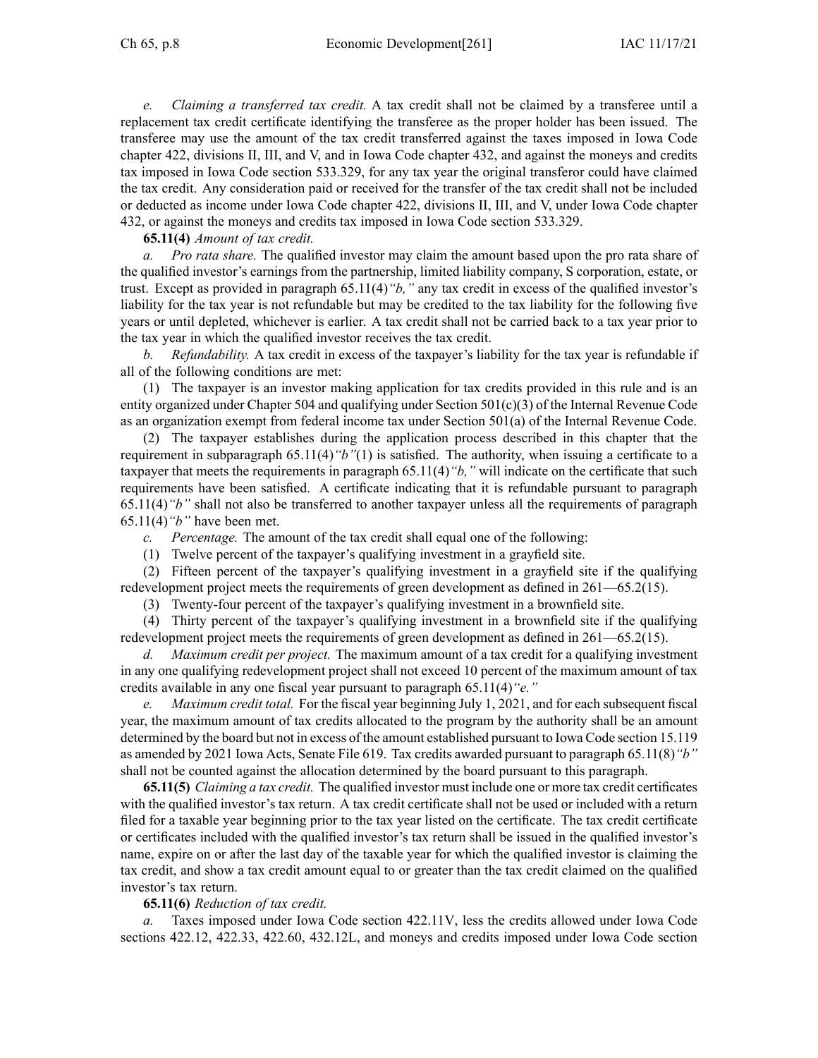*e. Claiming a transferred tax credit.* A tax credit shall not be claimed by a transferee until a replacement tax credit certificate identifying the transferee as the proper holder has been issued. The transferee may use the amount of the tax credit transferred against the taxes imposed in Iowa Code chapter 422, divisions II, III, and V, and in Iowa Code chapter 432, and against the moneys and credits tax imposed in Iowa Code section 533.329, for any tax year the original transferor could have claimed the tax credit. Any consideration paid or received for the transfer of the tax credit shall not be included or deducted as income under Iowa Code chapter 422, divisions II, III, and V, under Iowa Code chapter 432, or against the moneys and credits tax imposed in Iowa Code section 533.329.

**65.11(4)** *Amount of tax credit.*

*a. Pro rata share.* The qualified investor may claim the amount based upon the pro rata share of the qualified investor's earnings from the partnership, limited liability company, S corporation, estate, or trust. Except as provided in paragraph 65.11(4)*"b,"* any tax credit in excess of the qualified investor's liability for the tax year is not refundable but may be credited to the tax liability for the following five years or until depleted, whichever is earlier. A tax credit shall not be carried back to a tax year prior to the tax year in which the qualified investor receives the tax credit.

*b. Refundability.* A tax credit in excess of the taxpayer's liability for the tax year is refundable if all of the following conditions are met:

(1) The taxpayer is an investor making application for tax credits provided in this rule and is an entity organized under Chapter 504 and qualifying under Section 501(c)(3) of the Internal Revenue Code as an organization exempt from federal income tax under Section 501(a) of the Internal Revenue Code.

(2) The taxpayer establishes during the application process described in this chapter that the requirement in subparagraph 65.11(4)*"b"*(1) is satisfied. The authority, when issuing a certificate to a taxpayer that meets the requirements in paragraph 65.11(4)*"b,"* will indicate on the certificate that such requirements have been satisfied. A certificate indicating that it is refundable pursuant to paragraph 65.11(4)*"b"* shall not also be transferred to another taxpayer unless all the requirements of paragraph 65.11(4)*"b"* have been met.

*c. Percentage.* The amount of the tax credit shall equal one of the following:

(1) Twelve percent of the taxpayer's qualifying investment in a grayfield site.

(2) Fifteen percent of the taxpayer's qualifying investment in a grayfield site if the qualifying redevelopment project meets the requirements of green development as defined in 261—65.2(15).

(3) Twenty-four percent of the taxpayer's qualifying investment in a brownfield site.

(4) Thirty percent of the taxpayer's qualifying investment in a brownfield site if the qualifying redevelopment project meets the requirements of green development as defined in 261—65.2(15).

*d. Maximum credit per project.* The maximum amount of a tax credit for a qualifying investment in any one qualifying redevelopment project shall not exceed 10 percent of the maximum amount of tax credits available in any one fiscal year pursuant to paragraph 65.11(4)*"e."*

*e. Maximum credit total.* For the fiscal year beginning July 1, 2021, and for each subsequent fiscal year, the maximum amount of tax credits allocated to the program by the authority shall be an amount determined by the board but not in excess of the amount established pursuant to Iowa Code section 15.119 as amended by 2021 Iowa Acts, Senate File 619. Tax credits awarded pursuant to paragraph 65.11(8)*"b"* shall not be counted against the allocation determined by the board pursuant to this paragraph.

**65.11(5)** *Claiming a tax credit.* The qualified investor must include one or more tax credit certificates with the qualified investor's tax return. A tax credit certificate shall not be used or included with a return filed for a taxable year beginning prior to the tax year listed on the certificate. The tax credit certificate or certificates included with the qualified investor's tax return shall be issued in the qualified investor's name, expire on or after the last day of the taxable year for which the qualified investor is claiming the tax credit, and show a tax credit amount equal to or greater than the tax credit claimed on the qualified investor's tax return.

**65.11(6)** *Reduction of tax credit.*

*a.* Taxes imposed under Iowa Code section 422.11V, less the credits allowed under Iowa Code sections 422.12, 422.33, 422.60, 432.12L, and moneys and credits imposed under Iowa Code section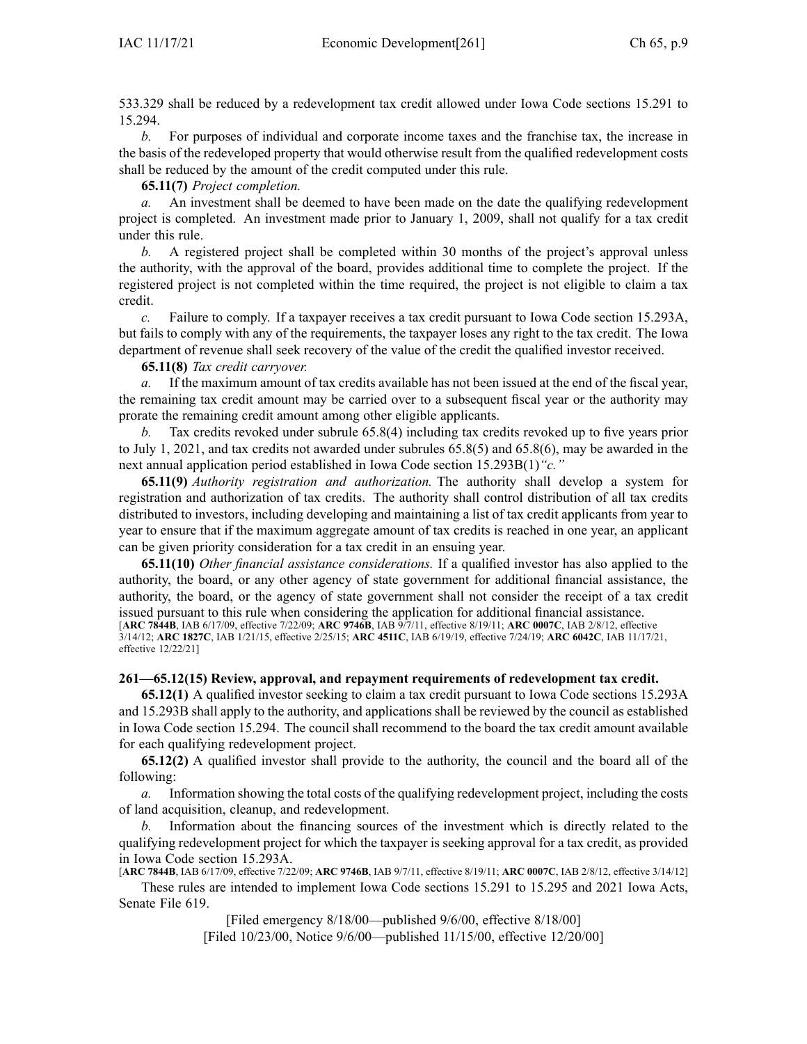533.329 shall be reduced by a redevelopment tax credit allowed under Iowa Code sections 15.291 to 15.294.

*b.* For purposes of individual and corporate income taxes and the franchise tax, the increase in the basis of the redeveloped property that would otherwise result from the qualified redevelopment costs shall be reduced by the amount of the credit computed under this rule.

**65.11(7)** *Project completion.*

*a.* An investment shall be deemed to have been made on the date the qualifying redevelopment project is completed. An investment made prior to January 1, 2009, shall not qualify for a tax credit under this rule.

*b.* A registered project shall be completed within 30 months of the project's approval unless the authority, with the approval of the board, provides additional time to complete the project. If the registered project is not completed within the time required, the project is not eligible to claim a tax credit.

*c.* Failure to comply. If a taxpayer receives a tax credit pursuant to Iowa Code section 15.293A, but fails to comply with any of the requirements, the taxpayer loses any right to the tax credit. The Iowa department of revenue shall seek recovery of the value of the credit the qualified investor received.

**65.11(8)** *Tax credit carryover.*

*a.* If the maximum amount of tax credits available has not been issued at the end of the fiscal year, the remaining tax credit amount may be carried over to a subsequent fiscal year or the authority may prorate the remaining credit amount among other eligible applicants.

*b.* Tax credits revoked under subrule 65.8(4) including tax credits revoked up to five years prior to July 1, 2021, and tax credits not awarded under subrules 65.8(5) and 65.8(6), may be awarded in the next annual application period established in Iowa Code section 15.293B(1)*"c."*

**65.11(9)** *Authority registration and authorization.* The authority shall develop a system for registration and authorization of tax credits. The authority shall control distribution of all tax credits distributed to investors, including developing and maintaining a list of tax credit applicants from year to year to ensure that if the maximum aggregate amount of tax credits is reached in one year, an applicant can be given priority consideration for a tax credit in an ensuing year.

**65.11(10)** *Other financial assistance considerations.* If a qualified investor has also applied to the authority, the board, or any other agency of state government for additional financial assistance, the authority, the board, or the agency of state government shall not consider the receipt of a tax credit issued pursuant to this rule when considering the application for additional financial assistance.
[**ARC 7844B**, IAB 6/17/09, effective 7/22/09; **ARC 9746B**, IAB 9/7/11, effective 8/19/11; **ARC 0007C**, IAB 2/8/12, effective 3/14/12; **ARC 1827C**, IAB 1/21/15, effective 2/25/15; **ARC 4511C**, IAB 6/19/19, effective 7/24/19; **ARC 6042C**, IAB 11/17/21, effective 12/22/21]

**261—65.12(15) Review, approval, and repayment requirements of redevelopment tax credit.**

**65.12(1)** A qualified investor seeking to claim a tax credit pursuant to Iowa Code sections 15.293A and 15.293B shall apply to the authority, and applications shall be reviewed by the council as established in Iowa Code section 15.294. The council shall recommend to the board the tax credit amount available for each qualifying redevelopment project.

**65.12(2)** A qualified investor shall provide to the authority, the council and the board all of the following:

*a.* Information showing the total costs of the qualifying redevelopment project, including the costs of land acquisition, cleanup, and redevelopment.

*b.* Information about the financing sources of the investment which is directly related to the qualifying redevelopment project for which the taxpayer is seeking approval for a tax credit, as provided in Iowa Code section 15.293A.
[**ARC 7844B**, IAB 6/17/09, effective 7/22/09; **ARC 9746B**, IAB 9/7/11, effective 8/19/11; **ARC 0007C**, IAB 2/8/12, effective 3/14/12]

These rules are intended to implement Iowa Code sections 15.291 to 15.295 and 2021 Iowa Acts, Senate File 619.

[Filed emergency 8/18/00—published 9/6/00, effective 8/18/00]
[Filed 10/23/00, Notice 9/6/00—published 11/15/00, effective 12/20/00]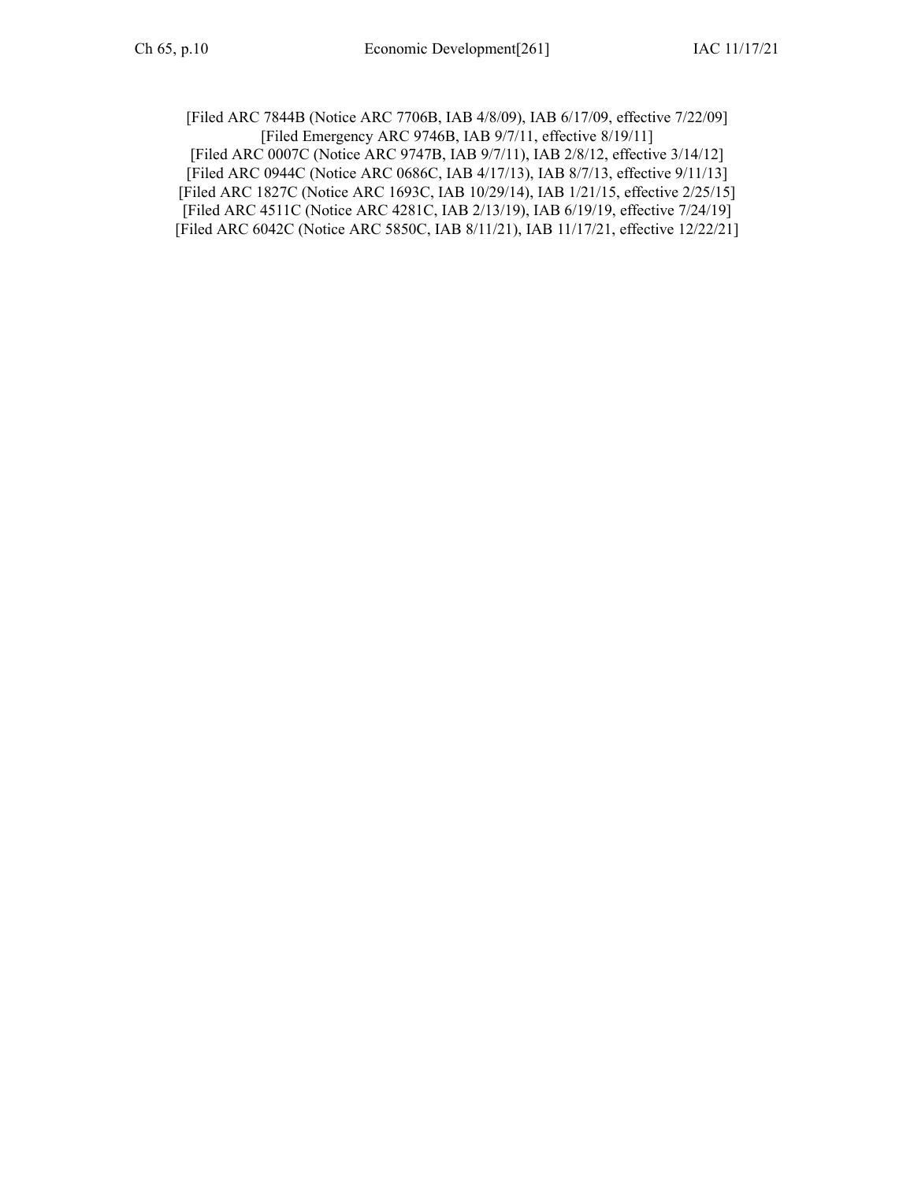[Filed ARC 7844B (Notice ARC 7706B, IAB 4/8/09), IAB 6/17/09, effective 7/22/09]
[Filed Emergency ARC 9746B, IAB 9/7/11, effective 8/19/11]
[Filed ARC 0007C (Notice ARC 9747B, IAB 9/7/11), IAB 2/8/12, effective 3/14/12]
[Filed ARC 0944C (Notice ARC 0686C, IAB 4/17/13), IAB 8/7/13, effective 9/11/13]
[Filed ARC 1827C (Notice ARC 1693C, IAB 10/29/14), IAB 1/21/15, effective 2/25/15]
[Filed ARC 4511C (Notice ARC 4281C, IAB 2/13/19), IAB 6/19/19, effective 7/24/19]
[Filed ARC 6042C (Notice ARC 5850C, IAB 8/11/21), IAB 11/17/21, effective 12/22/21]